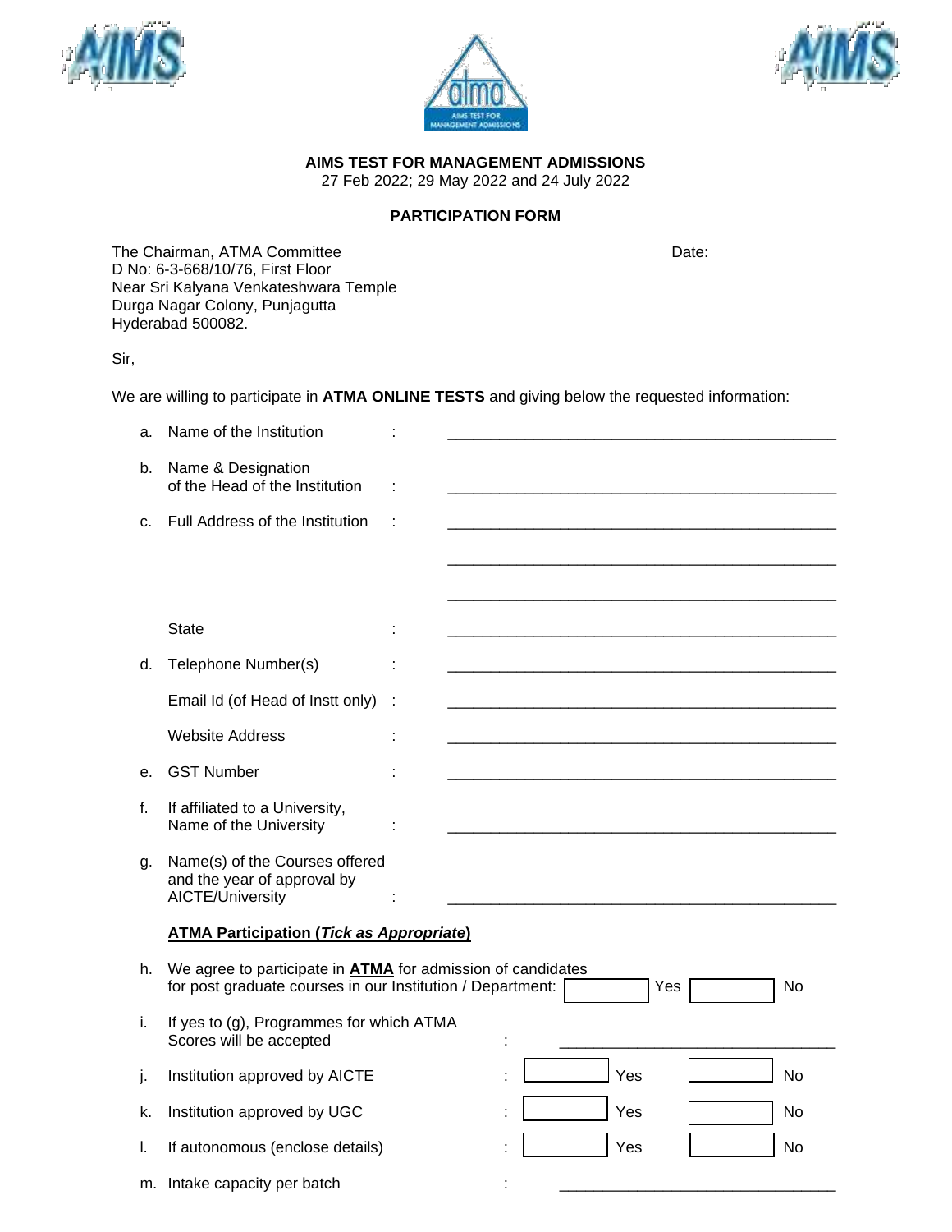**AIMS TEST FOR MANAGEMENT ADMISSIONS**
27 Feb 2022; 29 May 2022 and 24 July 2022

**PARTICIPATION FORM**

The Chairman, ATMA Committee
D No: 6-3-668/10/76, First Floor
Near Sri Kalyana Venkateshwara Temple
Durga Nagar Colony, Punjagutta
Hyderabad 500082.

Date:

Sir,

We are willing to participate in **ATMA ONLINE TESTS** and giving below the requested information:

a. Name of the Institution : ______________________________________________

b. Name & Designation of the Head of the Institution : ______________________________________________

c. Full Address of the Institution : ______________________________________________

______________________________________________

______________________________________________

State : ______________________________________________

d. Telephone Number(s) : ______________________________________________

Email Id (of Head of Instt only) : ______________________________________________

Website Address : ______________________________________________

e. GST Number : ______________________________________________

f. If affiliated to a University, Name of the University : ______________________________________________

g. Name(s) of the Courses offered and the year of approval by AICTE/University : ______________________________________________

**ATMA Participation (*Tick as Appropriate*)**

h. We agree to participate in **ATMA** for admission of candidates for post graduate courses in our Institution / Department: ☐ Yes ☐ No

i. If yes to (g), Programmes for which ATMA Scores will be accepted : ______________________________

j. Institution approved by AICTE : ☐ Yes ☐ No

k. Institution approved by UGC : ☐ Yes ☐ No

l. If autonomous (enclose details) : ☐ Yes ☐ No

m. Intake capacity per batch : ______________________________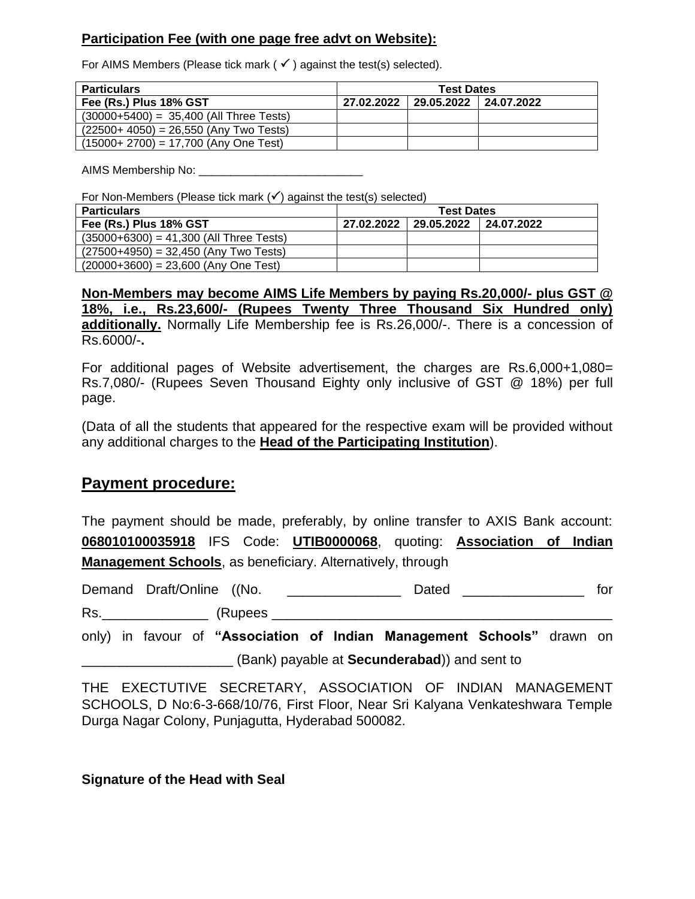**Participation Fee (with one page free advt on Website):**

For AIMS Members (Please tick mark ( ✓ ) against the test(s) selected).

| Particulars | Test Dates | | |
|---|---|---|---|
| **Fee (Rs.) Plus 18% GST** | **27.02.2022** | **29.05.2022** | **24.07.2022** |
| (30000+5400) = 35,400 (All Three Tests) | | | |
| (22500+ 4050) = 26,550 (Any Two Tests) | | | |
| (15000+ 2700) = 17,700 (Any One Test) | | | |

AIMS Membership No: ___________________________

For Non-Members (Please tick mark (✓) against the test(s) selected)

| Particulars | Test Dates | | |
|---|---|---|---|
| **Fee (Rs.) Plus 18% GST** | **27.02.2022** | **29.05.2022** | **24.07.2022** |
| (35000+6300) = 41,300 (All Three Tests) | | | |
| (27500+4950) = 32,450 (Any Two Tests) | | | |
| (20000+3600) = 23,600 (Any One Test) | | | |

**Non-Members may become AIMS Life Members by paying Rs.20,000/- plus GST @ 18%, i.e., Rs.23,600/- (Rupees Twenty Three Thousand Six Hundred only) additionally.** Normally Life Membership fee is Rs.26,000/-. There is a concession of Rs.6000/-**.**

For additional pages of Website advertisement, the charges are Rs.6,000+1,080= Rs.7,080/- (Rupees Seven Thousand Eighty only inclusive of GST @ 18%) per full page.

(Data of all the students that appeared for the respective exam will be provided without any additional charges to the **Head of the Participating Institution**).

## Payment procedure:

The payment should be made, preferably, by online transfer to AXIS Bank account: **068010100035918** IFS Code: **UTIB0000068**, quoting: **Association of Indian Management Schools**, as beneficiary. Alternatively, through

Demand Draft/Online ((No. _______________ Dated ________________ for Rs.______________ (Rupees ______________________________________________ only) in favour of **"Association of Indian Management Schools"** drawn on ____________________ (Bank) payable at **Secunderabad**)) and sent to

THE EXECUTIVE SECRETARY, ASSOCIATION OF INDIAN MANAGEMENT SCHOOLS, D No:6-3-668/10/76, First Floor, Near Sri Kalyana Venkateshwara Temple Durga Nagar Colony, Punjagutta, Hyderabad 500082.

**Signature of the Head with Seal**